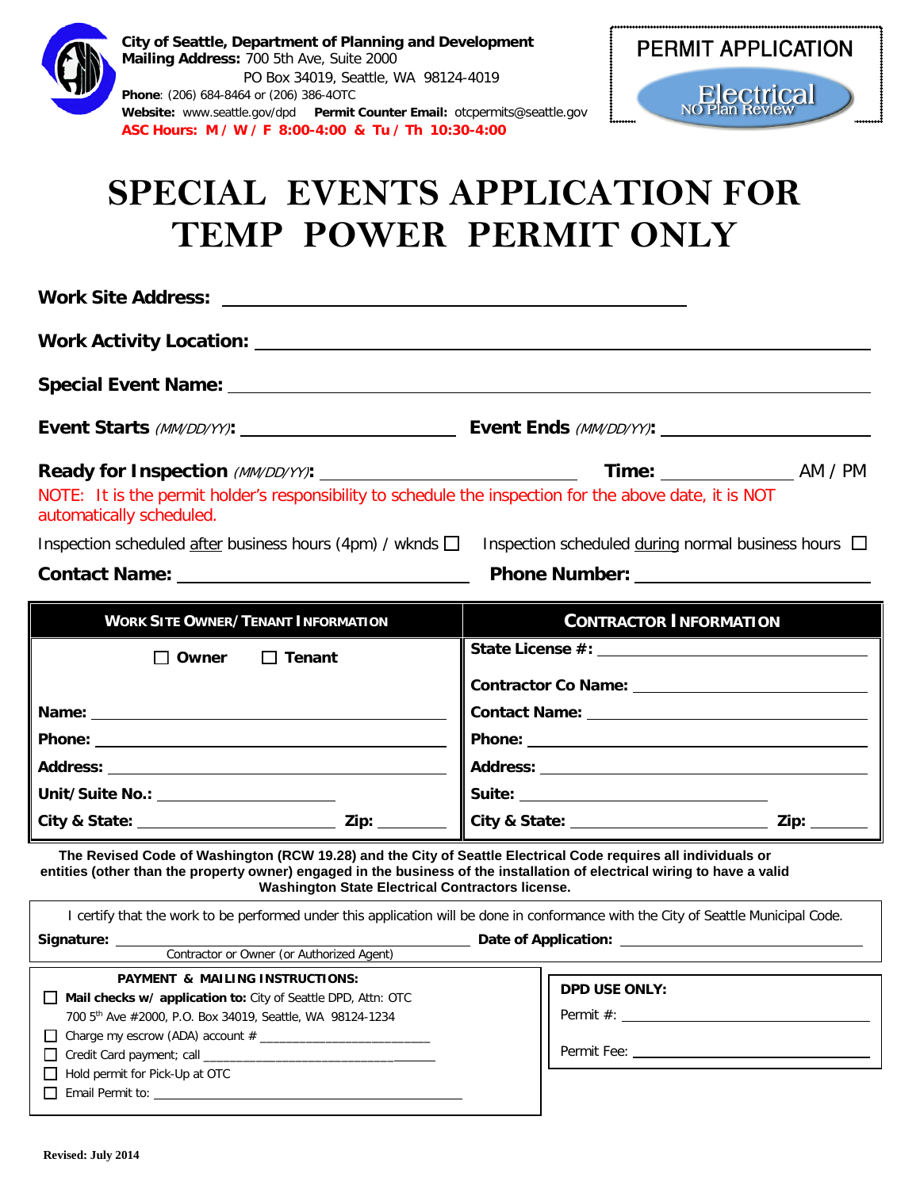**City of Seattle, Department of Planning and Development**
**Mailing Address:** 700 5th Ave, Suite 2000
PO Box 34019, Seattle, WA 98124-4019
**Phone**: (206) 684-8464 or (206) 386-4OTC
**Website:** www.seattle.gov/dpd **Permit Counter Email:** otcpermits@seattle.gov
**ASC Hours: M / W / F 8:00-4:00 & Tu / Th 10:30-4:00**

PERMIT APPLICATION
Electrical
NO Plan Review

# SPECIAL EVENTS APPLICATION FOR TEMP POWER PERMIT ONLY

**Work Site Address:** ______________________________

**Work Activity Location:** ______________________________

**Special Event Name:** ______________________________

**Event Starts** *(MM/DD/YY)*: ____________________ **Event Ends** *(MM/DD/YY)*: ____________________

**Ready for Inspection** *(MM/DD/YY)*: ____________________ **Time:** __________ AM / PM

NOTE: It is the permit holder's responsibility to schedule the inspection for the above date, it is NOT automatically scheduled.

Inspection scheduled after business hours (4pm) / wknds ☐ Inspection scheduled during normal business hours ☐

**Contact Name:** ____________________ **Phone Number:** ____________________

| WORK SITE OWNER/TENANT INFORMATION | CONTRACTOR INFORMATION |
|---|---|
| ☐ Owner ☐ Tenant | State License #: |
| | Contractor Co Name: |
| Name: | Contact Name: |
| Phone: | Phone: |
| Address: | Address: |
| Unit/Suite No.: | Suite: |
| City & State: Zip: | City & State: Zip: |

**The Revised Code of Washington (RCW 19.28) and the City of Seattle Electrical Code requires all individuals or entities (other than the property owner) engaged in the business of the installation of electrical wiring to have a valid Washington State Electrical Contractors license.**

I certify that the work to be performed under this application will be done in conformance with the City of Seattle Municipal Code.

**Signature:** ______________________________ **Date of Application:** ____________________
Contractor or Owner (or Authorized Agent)

**PAYMENT & MAILING INSTRUCTIONS:**

- ☐ **Mail checks w/ application to:** City of Seattle DPD, Attn: OTC 700 5th Ave #2000, P.O. Box 34019, Seattle, WA 98124-1234
- ☐ Charge my escrow (ADA) account # __________________
- ☐ Credit Card payment; call __________________
- ☐ Hold permit for Pick-Up at OTC
- ☐ Email Permit to: __________________

**DPD USE ONLY:**

Permit #: __________________

Permit Fee: __________________

Revised: July 2014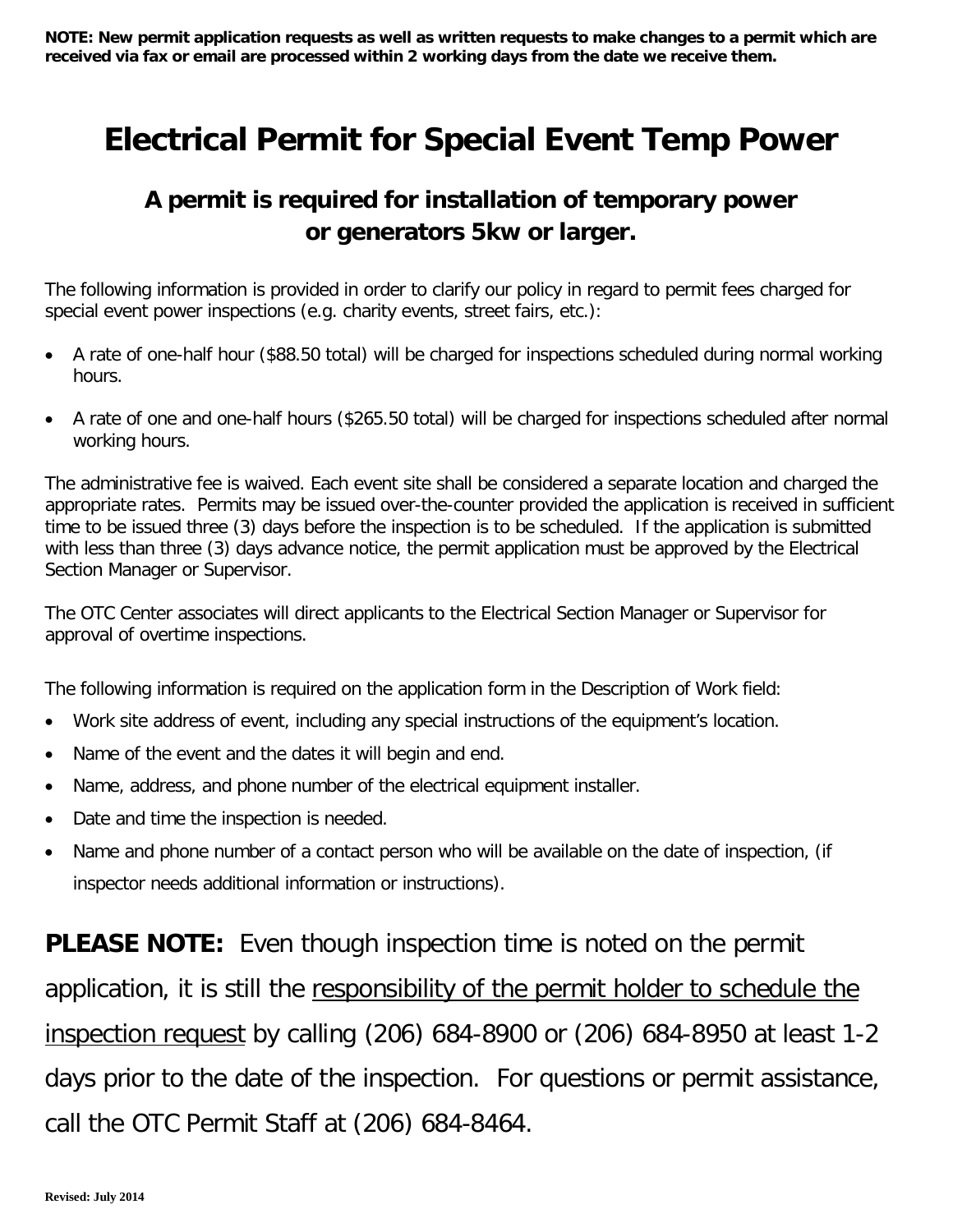**NOTE: New permit application requests as well as written requests to make changes to a permit which are received via fax or email are processed within 2 working days from the date we receive them.**

# Electrical Permit for Special Event Temp Power

## A permit is required for installation of temporary power or generators 5kw or larger.

The following information is provided in order to clarify our policy in regard to permit fees charged for special event power inspections (e.g. charity events, street fairs, etc.):

- A rate of one-half hour ($88.50 total) will be charged for inspections scheduled during normal working hours.
- A rate of one and one-half hours ($265.50 total) will be charged for inspections scheduled after normal working hours.

The administrative fee is waived. Each event site shall be considered a separate location and charged the appropriate rates. Permits may be issued over-the-counter provided the application is received in sufficient time to be issued three (3) days before the inspection is to be scheduled. If the application is submitted with less than three (3) days advance notice, the permit application must be approved by the Electrical Section Manager or Supervisor.

The OTC Center associates will direct applicants to the Electrical Section Manager or Supervisor for approval of overtime inspections.

The following information is required on the application form in the Description of Work field:

- Work site address of event, including any special instructions of the equipment's location.
- Name of the event and the dates it will begin and end.
- Name, address, and phone number of the electrical equipment installer.
- Date and time the inspection is needed.
- Name and phone number of a contact person who will be available on the date of inspection, (if inspector needs additional information or instructions).

**PLEASE NOTE:** Even though inspection time is noted on the permit application, it is still the <u>responsibility of the permit holder to schedule the inspection request</u> by calling (206) 684-8900 or (206) 684-8950 at least 1-2 days prior to the date of the inspection. For questions or permit assistance, call the OTC Permit Staff at (206) 684-8464.

**Revised: July 2014**